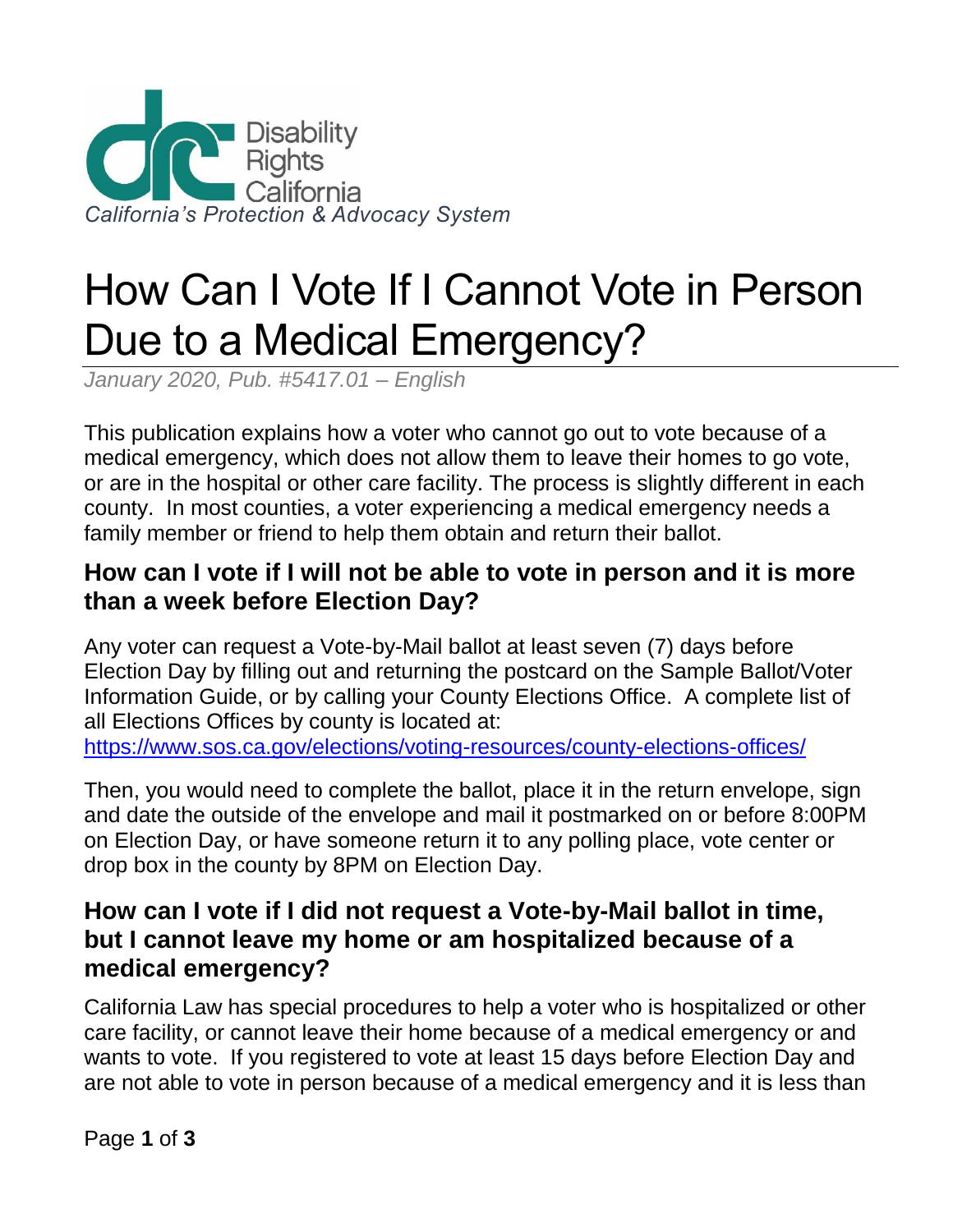Disability Rights California

*California's Protection & Advocacy System*

# How Can I Vote If I Cannot Vote in Person Due to a Medical Emergency?

*January 2020, Pub. #5417.01 – English*

This publication explains how a voter who cannot go out to vote because of a medical emergency, which does not allow them to leave their homes to go vote, or are in the hospital or other care facility. The process is slightly different in each county. In most counties, a voter experiencing a medical emergency needs a family member or friend to help them obtain and return their ballot.

## How can I vote if I will not be able to vote in person and it is more than a week before Election Day?

Any voter can request a Vote-by-Mail ballot at least seven (7) days before Election Day by filling out and returning the postcard on the Sample Ballot/Voter Information Guide, or by calling your County Elections Office. A complete list of all Elections Offices by county is located at: https://www.sos.ca.gov/elections/voting-resources/county-elections-offices/

Then, you would need to complete the ballot, place it in the return envelope, sign and date the outside of the envelope and mail it postmarked on or before 8:00PM on Election Day, or have someone return it to any polling place, vote center or drop box in the county by 8PM on Election Day.

## How can I vote if I did not request a Vote-by-Mail ballot in time, but I cannot leave my home or am hospitalized because of a medical emergency?

California Law has special procedures to help a voter who is hospitalized or other care facility, or cannot leave their home because of a medical emergency or and wants to vote. If you registered to vote at least 15 days before Election Day and are not able to vote in person because of a medical emergency and it is less than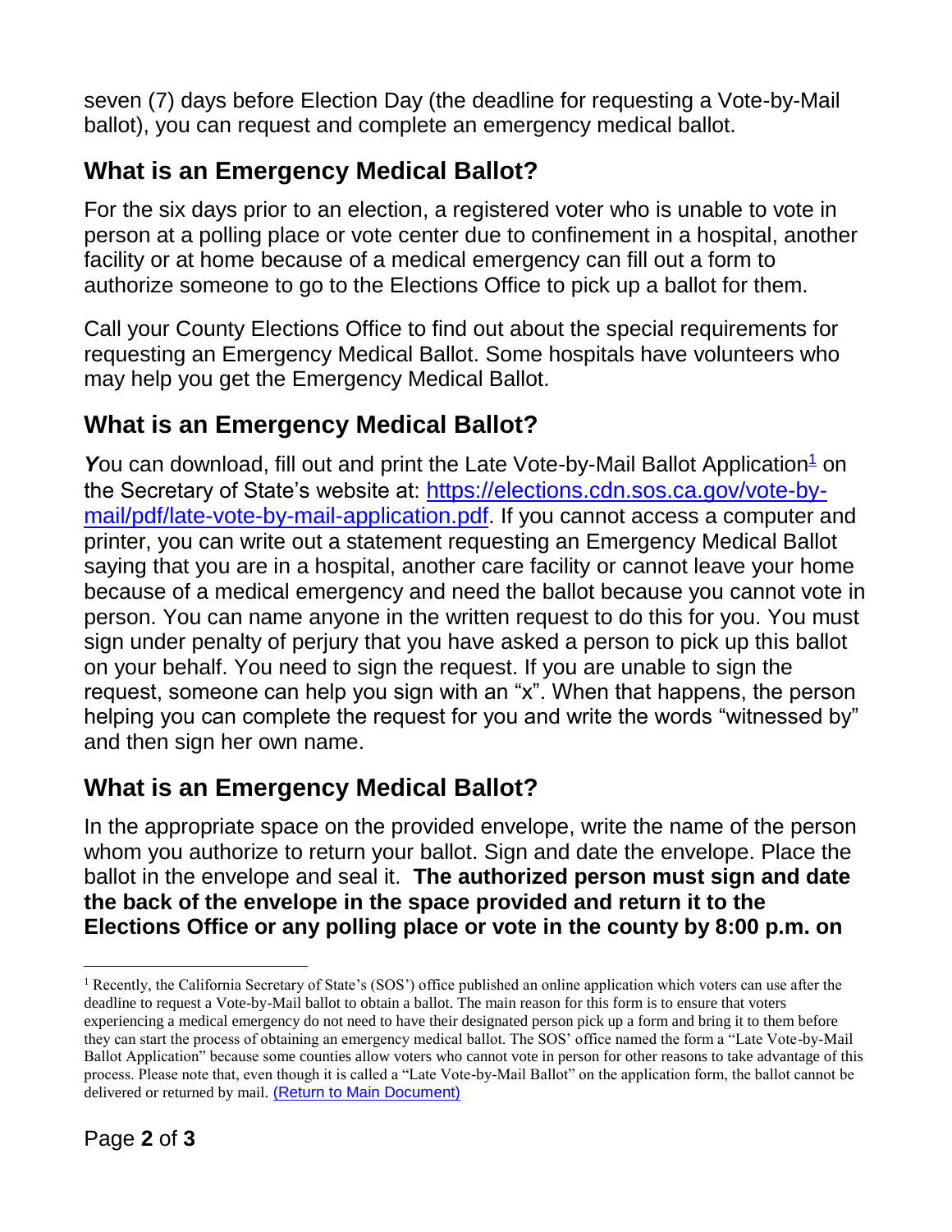seven (7) days before Election Day (the deadline for requesting a Vote-by-Mail ballot), you can request and complete an emergency medical ballot.

## What is an Emergency Medical Ballot?

For the six days prior to an election, a registered voter who is unable to vote in person at a polling place or vote center due to confinement in a hospital, another facility or at home because of a medical emergency can fill out a form to authorize someone to go to the Elections Office to pick up a ballot for them.

Call your County Elections Office to find out about the special requirements for requesting an Emergency Medical Ballot. Some hospitals have volunteers who may help you get the Emergency Medical Ballot.

## What is an Emergency Medical Ballot?

***Y***ou can download, fill out and print the Late Vote-by-Mail Ballot Application[1] on the Secretary of State's website at: [https://elections.cdn.sos.ca.gov/vote-by-mail/pdf/late-vote-by-mail-application.pdf](https://elections.cdn.sos.ca.gov/vote-by-mail/pdf/late-vote-by-mail-application.pdf). If you cannot access a computer and printer, you can write out a statement requesting an Emergency Medical Ballot saying that you are in a hospital, another care facility or cannot leave your home because of a medical emergency and need the ballot because you cannot vote in person. You can name anyone in the written request to do this for you. You must sign under penalty of perjury that you have asked a person to pick up this ballot on your behalf. You need to sign the request. If you are unable to sign the request, someone can help you sign with an "x". When that happens, the person helping you can complete the request for you and write the words "witnessed by" and then sign her own name.

## What is an Emergency Medical Ballot?

In the appropriate space on the provided envelope, write the name of the person whom you authorize to return your ballot. Sign and date the envelope. Place the ballot in the envelope and seal it. **The authorized person must sign and date the back of the envelope in the space provided and return it to the Elections Office or any polling place or vote in the county by 8:00 p.m. on**

---

[1] Recently, the California Secretary of State's (SOS') office published an online application which voters can use after the deadline to request a Vote-by-Mail ballot to obtain a ballot. The main reason for this form is to ensure that voters experiencing a medical emergency do not need to have their designated person pick up a form and bring it to them before they can start the process of obtaining an emergency medical ballot. The SOS' office named the form a "Late Vote-by-Mail Ballot Application" because some counties allow voters who cannot vote in person for other reasons to take advantage of this process. Please note that, even though it is called a "Late Vote-by-Mail Ballot" on the application form, the ballot cannot be delivered or returned by mail. (Return to Main Document)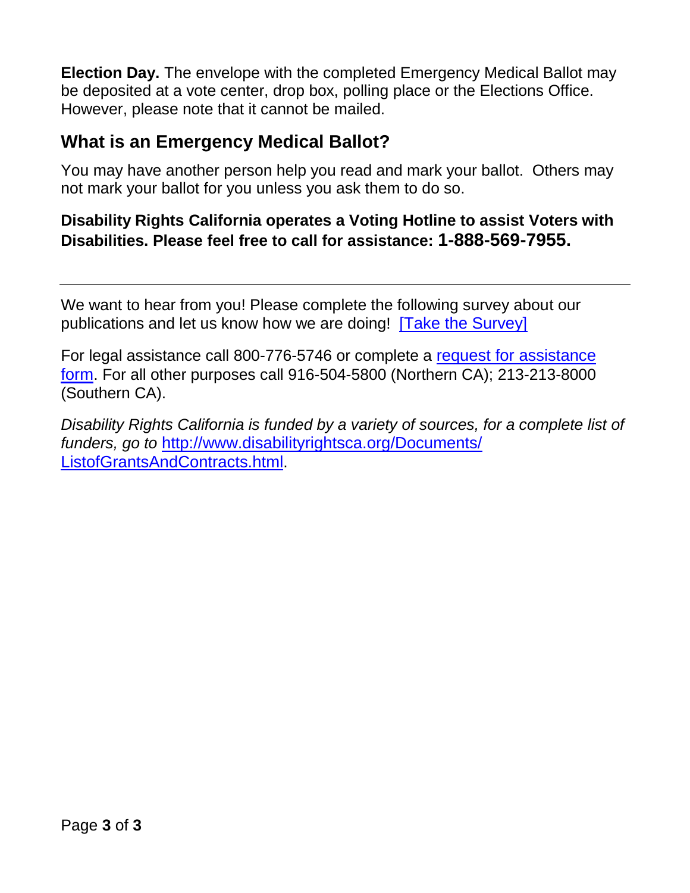**Election Day.** The envelope with the completed Emergency Medical Ballot may be deposited at a vote center, drop box, polling place or the Elections Office. However, please note that it cannot be mailed.

## What is an Emergency Medical Ballot?

You may have another person help you read and mark your ballot. Others may not mark your ballot for you unless you ask them to do so.

**Disability Rights California operates a Voting Hotline to assist Voters with Disabilities. Please feel free to call for assistance: 1-888-569-7955.**

---

We want to hear from you! Please complete the following survey about our publications and let us know how we are doing! [Take the Survey]

For legal assistance call 800-776-5746 or complete a request for assistance form. For all other purposes call 916-504-5800 (Northern CA); 213-213-8000 (Southern CA).

*Disability Rights California is funded by a variety of sources, for a complete list of funders, go to* http://www.disabilityrightsca.org/Documents/ListofGrantsAndContracts.html.